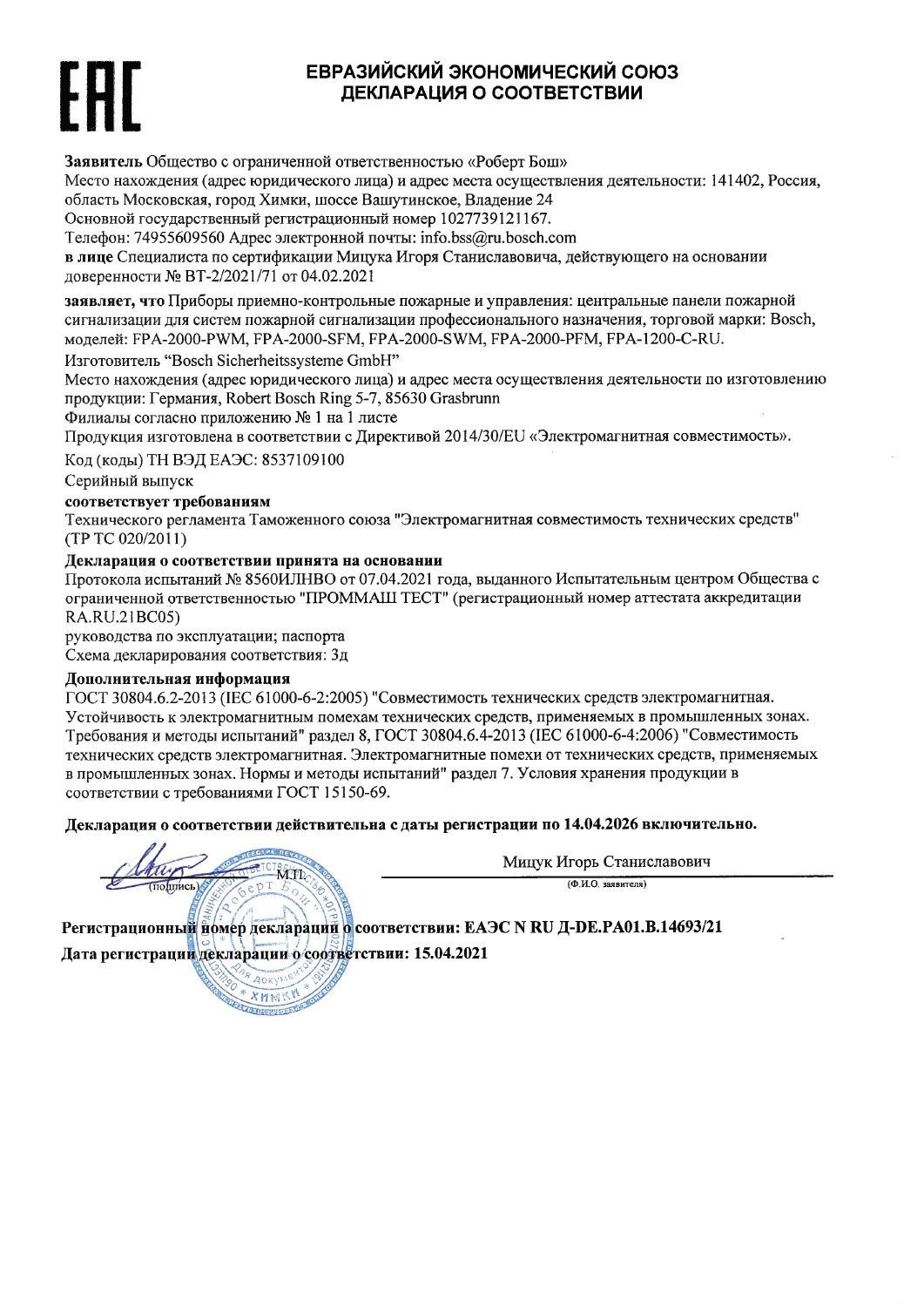EAC

# ЕВРАЗИЙСКИЙ ЭКОНОМИЧЕСКИЙ СОЮЗ
# ДЕКЛАРАЦИЯ О СООТВЕТСТВИИ

**Заявитель** Общество с ограниченной ответственностью «Роберт Бош»
Место нахождения (адрес юридического лица) и адрес места осуществления деятельности: 141402, Россия, область Московская, город Химки, шоссе Вашутинское, Владение 24
Основной государственный регистрационный номер 1027739121167.
Телефон: 74955609560 Адрес электронной почты: info.bss@ru.bosch.com
**в лице** Специалиста по сертификации Мицука Игоря Станиславовича, действующего на основании доверенности № BT-2/2021/71 от 04.02.2021

**заявляет, что** Приборы приемно-контрольные пожарные и управления: центральные панели пожарной сигнализации для систем пожарной сигнализации профессионального назначения, торговой марки: Bosch, моделей: FPA-2000-PWM, FPA-2000-SFM, FPA-2000-SWM, FPA-2000-PFM, FPA-1200-C-RU.
Изготовитель "Bosch Sicherheitssysteme GmbH"
Место нахождения (адрес юридического лица) и адрес места осуществления деятельности по изготовлению продукции: Германия, Robert Bosch Ring 5-7, 85630 Grasbrunn
Филиалы согласно приложению № 1 на 1 листе
Продукция изготовлена в соответствии с Директивой 2014/30/EU «Электромагнитная совместимость».
Код (коды) ТН ВЭД ЕАЭС: 8537109100
Серийный выпуск

**соответствует требованиям**
Технического регламента Таможенного союза "Электромагнитная совместимость технических средств" (ТР ТС 020/2011)

**Декларация о соответствии принята на основании**
Протокола испытаний № 8560ИЛНВО от 07.04.2021 года, выданного Испытательным центром Общества с ограниченной ответственностью "ПРОММАШ ТЕСТ" (регистрационный номер аттестата аккредитации RA.RU.21ВС05)
руководства по эксплуатации; паспорта
Схема декларирования соответствия: 3д

**Дополнительная информация**
ГОСТ 30804.6.2-2013 (IEC 61000-6-2:2005) "Совместимость технических средств электромагнитная. Устойчивость к электромагнитным помехам технических средств, применяемых в промышленных зонах. Требования и методы испытаний" раздел 8, ГОСТ 30804.6.4-2013 (IEC 61000-6-4:2006) "Совместимость технических средств электромагнитная. Электромагнитные помехи от технических средств, применяемых в промышленных зонах. Нормы и методы испытаний" раздел 7. Условия хранения продукции в соответствии с требованиями ГОСТ 15150-69.

**Декларация о соответствии действительна с даты регистрации по 14.04.2026 включительно.**

(подпись) М.П. Мицук Игорь Станиславович
(Ф.И.О. заявителя)

**Регистрационный номер декларации о соответствии: ЕАЭС N RU Д-DE.PA01.B.14693/21**
**Дата регистрации декларации о соответствии: 15.04.2021**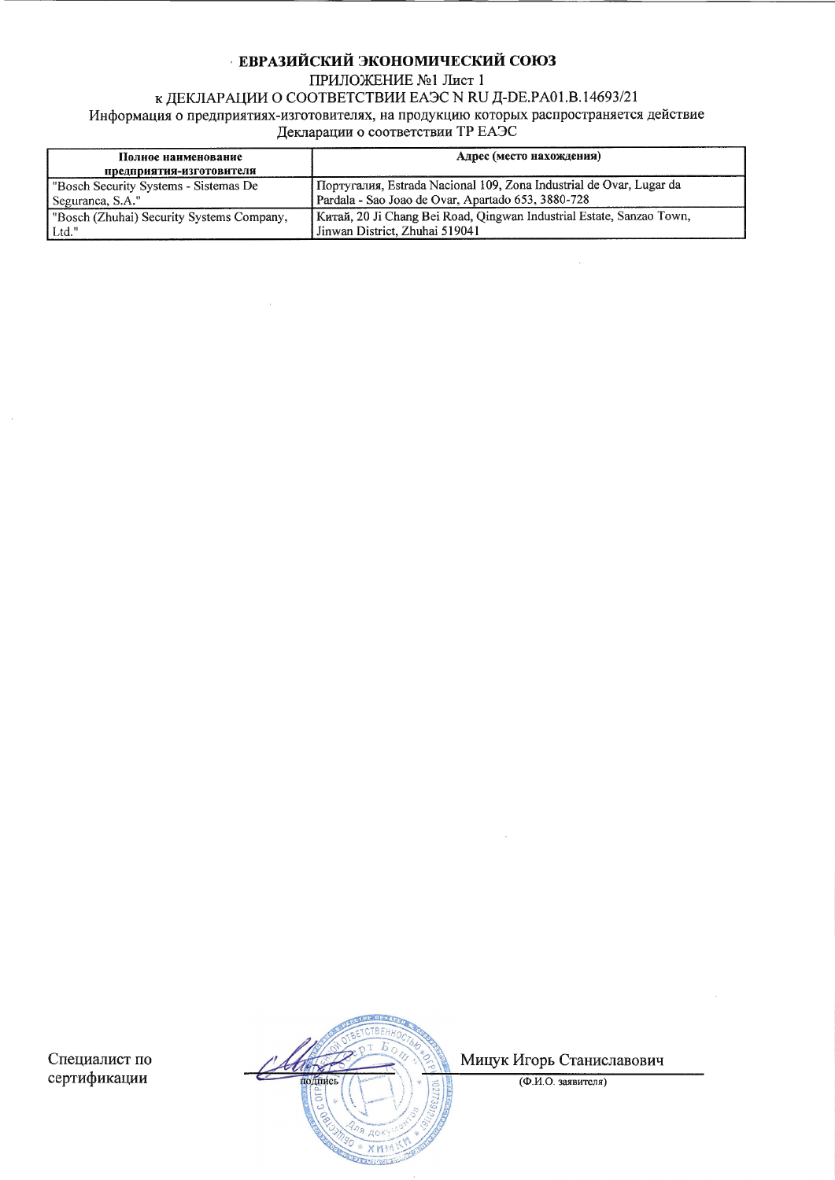**ЕВРАЗИЙСКИЙ ЭКОНОМИЧЕСКИЙ СОЮЗ**

ПРИЛОЖЕНИЕ №1 Лист 1

к ДЕКЛАРАЦИИ О СООТВЕТСТВИИ ЕАЭС N RU Д-DE.PA01.B.14693/21

Информация о предприятиях-изготовителях, на продукцию которых распространяется действие Декларации о соответствии ТР ЕАЭС

| Полное наименование предприятия-изготовителя | Адрес (место нахождения) |
|---|---|
| "Bosch Security Systems - Sistemas De Seguranca, S.A." | Португалия, Estrada Nacional 109, Zona Industrial de Ovar, Lugar da Pardala - Sao Joao de Ovar, Apartado 653, 3880-728 |
| "Bosch (Zhuhai) Security Systems Company, Ltd." | Китай, 20 Ji Chang Bei Road, Qingwan Industrial Estate, Sanzao Town, Jinwan District, Zhuhai 519041 |

Специалист по сертификации — подпись — Мицук Игорь Станиславович (Ф.И.О. заявителя)